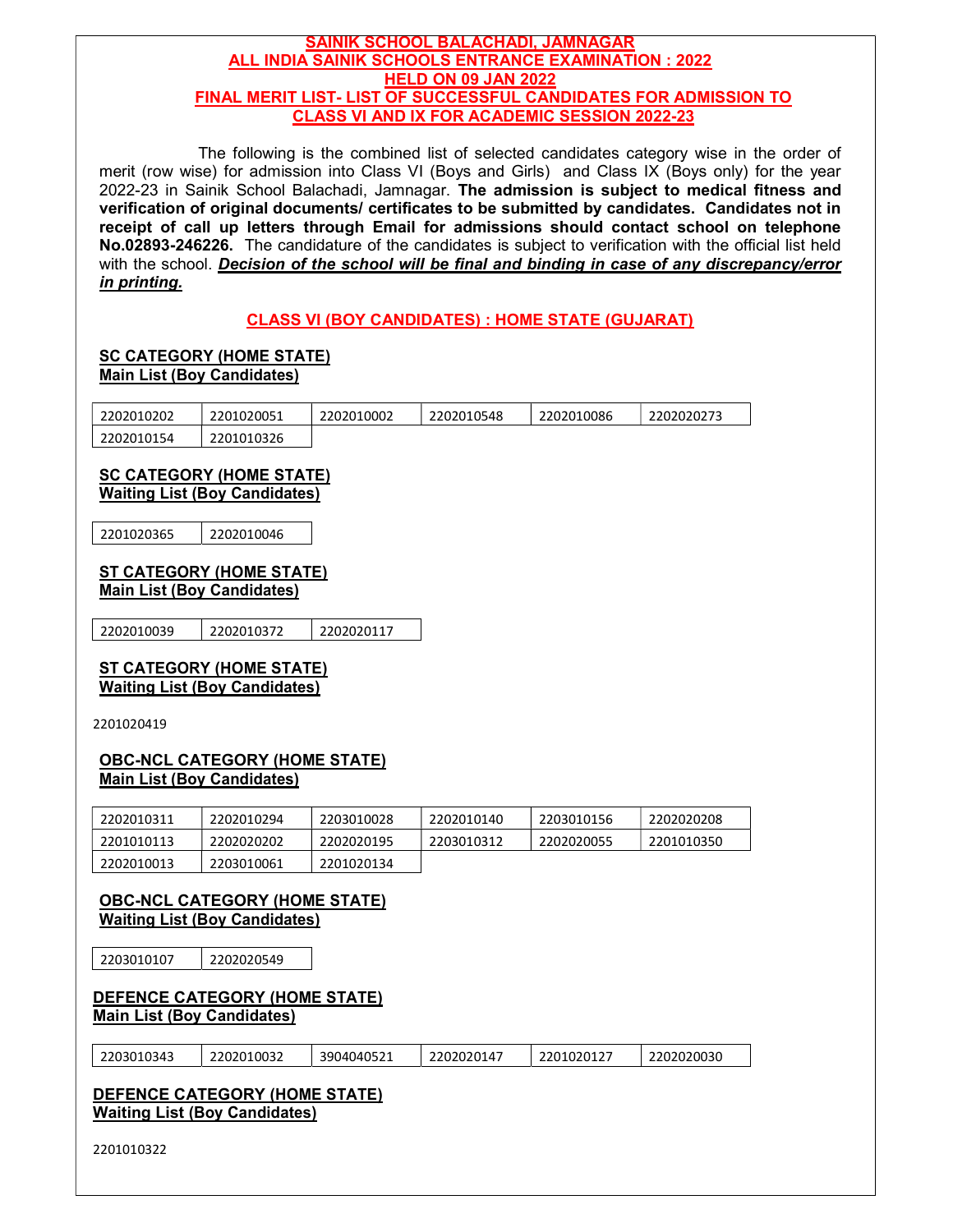# SAINIK SCHOOL BALACHADI, JAMNAGAR
## ALL INDIA SAINIK SCHOOLS ENTRANCE EXAMINATION : 2022
## HELD ON 09 JAN 2022
## FINAL MERIT LIST- LIST OF SUCCESSFUL CANDIDATES FOR ADMISSION TO CLASS VI AND IX FOR ACADEMIC SESSION 2022-23

The following is the combined list of selected candidates category wise in the order of merit (row wise) for admission into Class VI (Boys and Girls) and Class IX (Boys only) for the year 2022-23 in Sainik School Balachadi, Jamnagar. **The admission is subject to medical fitness and verification of original documents/ certificates to be submitted by candidates. Candidates not in receipt of call up letters through Email for admissions should contact school on telephone No.02893-246226.** The candidature of the candidates is subject to verification with the official list held with the school. ***Decision of the school will be final and binding in case of any discrepancy/error in printing.***

## CLASS VI (BOY CANDIDATES) : HOME STATE (GUJARAT)

**SC CATEGORY (HOME STATE)**
**Main List (Boy Candidates)**

| | | | | | |
|---|---|---|---|---|---|
| 2202010202 | 2201020051 | 2202010002 | 2202010548 | 2202010086 | 2202020273 |
| 2202010154 | 2201010326 | | | | |

**SC CATEGORY (HOME STATE)**
**Waiting List (Boy Candidates)**

| | |
|---|---|
| 2201020365 | 2202010046 |

**ST CATEGORY (HOME STATE)**
**Main List (Boy Candidates)**

| | | |
|---|---|---|
| 2202010039 | 2202010372 | 2202020117 |

**ST CATEGORY (HOME STATE)**
**Waiting List (Boy Candidates)**

2201020419

**OBC-NCL CATEGORY (HOME STATE)**
**Main List (Boy Candidates)**

| | | | | | |
|---|---|---|---|---|---|
| 2202010311 | 2202010294 | 2203010028 | 2202010140 | 2203010156 | 2202020208 |
| 2201010113 | 2202020202 | 2202020195 | 2203010312 | 2202020055 | 2201010350 |
| 2202010013 | 2203010061 | 2201020134 | | | |

**OBC-NCL CATEGORY (HOME STATE)**
**Waiting List (Boy Candidates)**

| | |
|---|---|
| 2203010107 | 2202020549 |

**DEFENCE CATEGORY (HOME STATE)**
**Main List (Boy Candidates)**

| | | | | | |
|---|---|---|---|---|---|
| 2203010343 | 2202010032 | 3904040521 | 2202020147 | 2201020127 | 2202020030 |

**DEFENCE CATEGORY (HOME STATE)**
**Waiting List (Boy Candidates)**

2201010322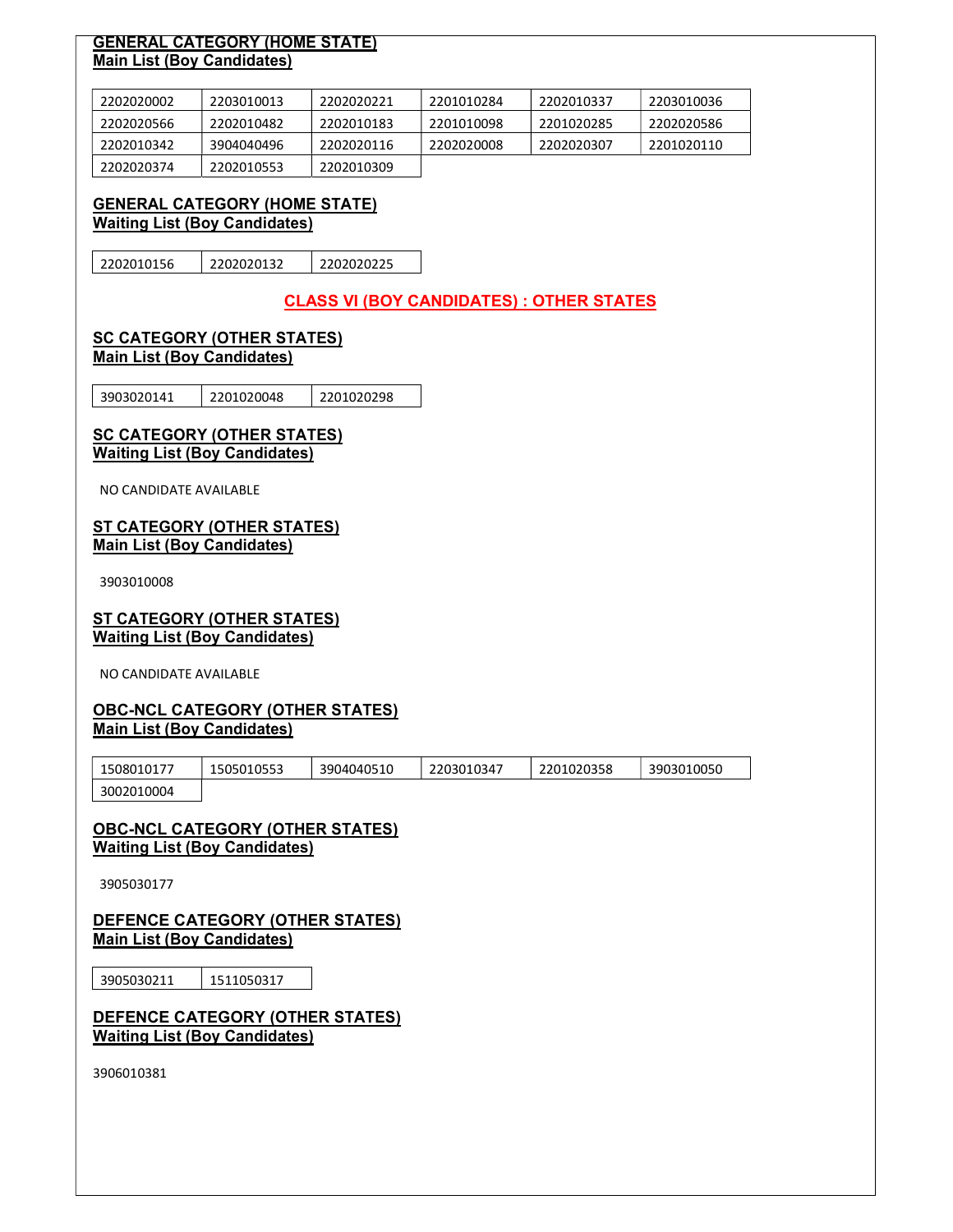**GENERAL CATEGORY (HOME STATE)**
**Main List (Boy Candidates)**

| | | | | | |
|---|---|---|---|---|---|
| 2202020002 | 2203010013 | 2202020221 | 2201010284 | 2202010337 | 2203010036 |
| 2202020566 | 2202010482 | 2202010183 | 2201010098 | 2201020285 | 2202020586 |
| 2202010342 | 3904040496 | 2202020116 | 2202020008 | 2202020307 | 2201020110 |
| 2202020374 | 2202010553 | 2202010309 | | | |

**GENERAL CATEGORY (HOME STATE)**
**Waiting List (Boy Candidates)**

| | | |
|---|---|---|
| 2202010156 | 2202020132 | 2202020225 |

## CLASS VI (BOY CANDIDATES) : OTHER STATES

**SC CATEGORY (OTHER STATES)**
**Main List (Boy Candidates)**

| | | |
|---|---|---|
| 3903020141 | 2201020048 | 2201020298 |

**SC CATEGORY (OTHER STATES)**
**Waiting List (Boy Candidates)**

NO CANDIDATE AVAILABLE

**ST CATEGORY (OTHER STATES)**
**Main List (Boy Candidates)**

3903010008

**ST CATEGORY (OTHER STATES)**
**Waiting List (Boy Candidates)**

NO CANDIDATE AVAILABLE

**OBC-NCL CATEGORY (OTHER STATES)**
**Main List (Boy Candidates)**

| | | | | | |
|---|---|---|---|---|---|
| 1508010177 | 1505010553 | 3904040510 | 2203010347 | 2201020358 | 3903010050 |
| 3002010004 | | | | | |

**OBC-NCL CATEGORY (OTHER STATES)**
**Waiting List (Boy Candidates)**

3905030177

**DEFENCE CATEGORY (OTHER STATES)**
**Main List (Boy Candidates)**

| | |
|---|---|
| 3905030211 | 1511050317 |

**DEFENCE CATEGORY (OTHER STATES)**
**Waiting List (Boy Candidates)**

3906010381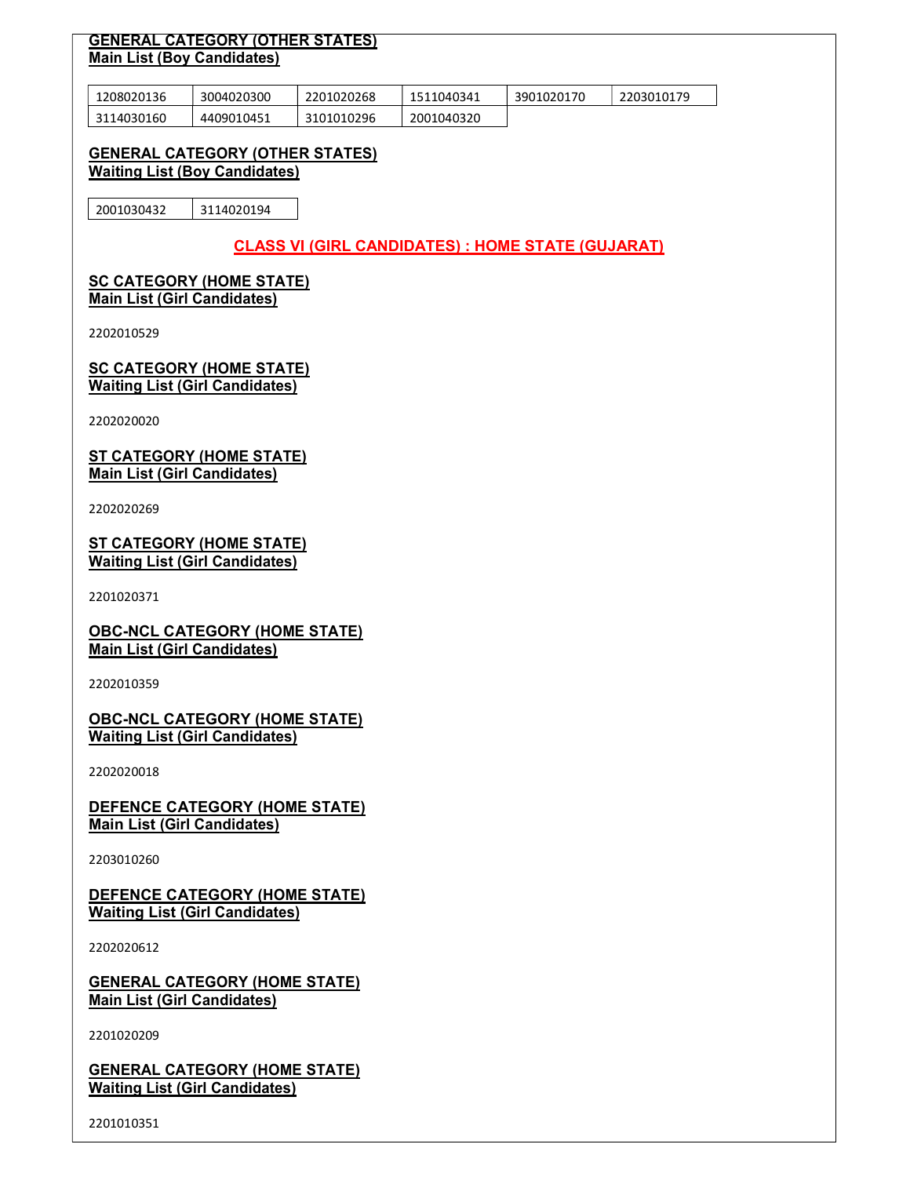**GENERAL CATEGORY (OTHER STATES)**
**Main List (Boy Candidates)**

| | | | | | |
|---|---|---|---|---|---|
| 1208020136 | 3004020300 | 2201020268 | 1511040341 | 3901020170 | 2203010179 |
| 3114030160 | 4409010451 | 3101010296 | 2001040320 | | |

**GENERAL CATEGORY (OTHER STATES)**
**Waiting List (Boy Candidates)**

| | |
|---|---|
| 2001030432 | 3114020194 |

## CLASS VI (GIRL CANDIDATES) : HOME STATE (GUJARAT)

**SC CATEGORY (HOME STATE)**
**Main List (Girl Candidates)**

2202010529

**SC CATEGORY (HOME STATE)**
**Waiting List (Girl Candidates)**

2202020020

**ST CATEGORY (HOME STATE)**
**Main List (Girl Candidates)**

2202020269

**ST CATEGORY (HOME STATE)**
**Waiting List (Girl Candidates)**

2201020371

**OBC-NCL CATEGORY (HOME STATE)**
**Main List (Girl Candidates)**

2202010359

**OBC-NCL CATEGORY (HOME STATE)**
**Waiting List (Girl Candidates)**

2202020018

**DEFENCE CATEGORY (HOME STATE)**
**Main List (Girl Candidates)**

2203010260

**DEFENCE CATEGORY (HOME STATE)**
**Waiting List (Girl Candidates)**

2202020612

**GENERAL CATEGORY (HOME STATE)**
**Main List (Girl Candidates)**

2201020209

**GENERAL CATEGORY (HOME STATE)**
**Waiting List (Girl Candidates)**

2201010351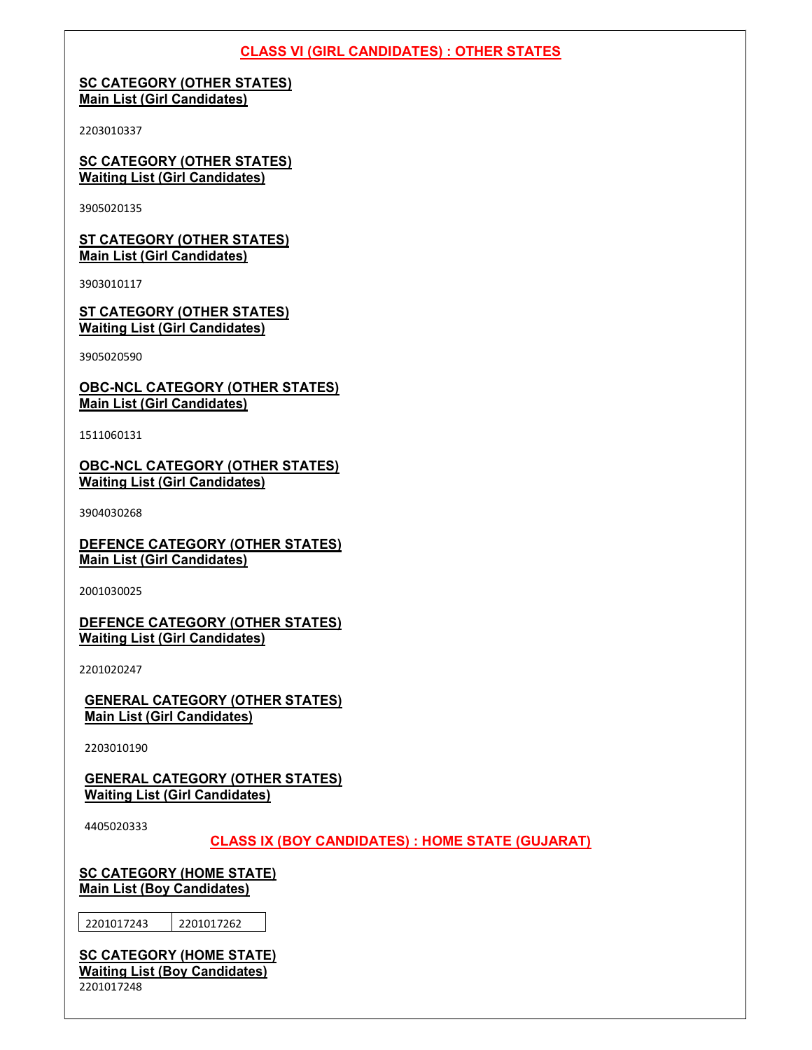## CLASS VI (GIRL CANDIDATES) : OTHER STATES

**SC CATEGORY (OTHER STATES)**
**Main List (Girl Candidates)**

2203010337

**SC CATEGORY (OTHER STATES)**
**Waiting List (Girl Candidates)**

3905020135

**ST CATEGORY (OTHER STATES)**
**Main List (Girl Candidates)**

3903010117

**ST CATEGORY (OTHER STATES)**
**Waiting List (Girl Candidates)**

3905020590

**OBC-NCL CATEGORY (OTHER STATES)**
**Main List (Girl Candidates)**

1511060131

**OBC-NCL CATEGORY (OTHER STATES)**
**Waiting List (Girl Candidates)**

3904030268

**DEFENCE CATEGORY (OTHER STATES)**
**Main List (Girl Candidates)**

2001030025

**DEFENCE CATEGORY (OTHER STATES)**
**Waiting List (Girl Candidates)**

2201020247

**GENERAL CATEGORY (OTHER STATES)**
**Main List (Girl Candidates)**

2203010190

**GENERAL CATEGORY (OTHER STATES)**
**Waiting List (Girl Candidates)**

4405020333

## CLASS IX (BOY CANDIDATES) : HOME STATE (GUJARAT)

**SC CATEGORY (HOME STATE)**
**Main List (Boy Candidates)**

| 2201017243 | 2201017262 |
|---|---|

**SC CATEGORY (HOME STATE)**
**Waiting List (Boy Candidates)**

2201017248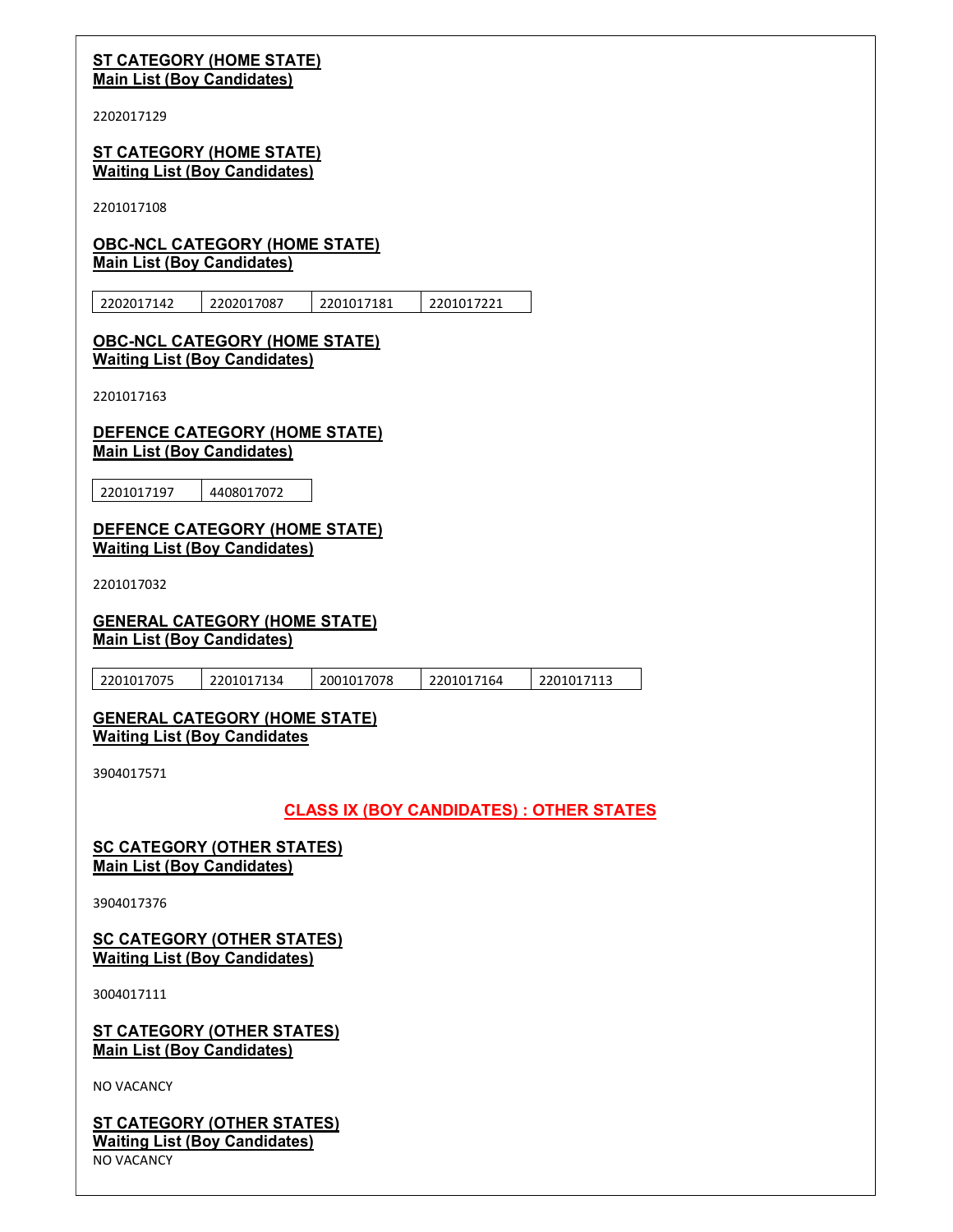**ST CATEGORY (HOME STATE)**
**Main List (Boy Candidates)**

2202017129

**ST CATEGORY (HOME STATE)**
**Waiting List (Boy Candidates)**

2201017108

**OBC-NCL CATEGORY (HOME STATE)**
**Main List (Boy Candidates)**

| 2202017142 | 2202017087 | 2201017181 | 2201017221 |
|---|---|---|---|

**OBC-NCL CATEGORY (HOME STATE)**
**Waiting List (Boy Candidates)**

2201017163

**DEFENCE CATEGORY (HOME STATE)**
**Main List (Boy Candidates)**

| 2201017197 | 4408017072 |
|---|---|

**DEFENCE CATEGORY (HOME STATE)**
**Waiting List (Boy Candidates)**

2201017032

**GENERAL CATEGORY (HOME STATE)**
**Main List (Boy Candidates)**

| 2201017075 | 2201017134 | 2001017078 | 2201017164 | 2201017113 |
|---|---|---|---|---|

**GENERAL CATEGORY (HOME STATE)**
**Waiting List (Boy Candidates**

3904017571

## CLASS IX (BOY CANDIDATES) : OTHER STATES

**SC CATEGORY (OTHER STATES)**
**Main List (Boy Candidates)**

3904017376

**SC CATEGORY (OTHER STATES)**
**Waiting List (Boy Candidates)**

3004017111

**ST CATEGORY (OTHER STATES)**
**Main List (Boy Candidates)**

NO VACANCY

**ST CATEGORY (OTHER STATES)**
**Waiting List (Boy Candidates)**

NO VACANCY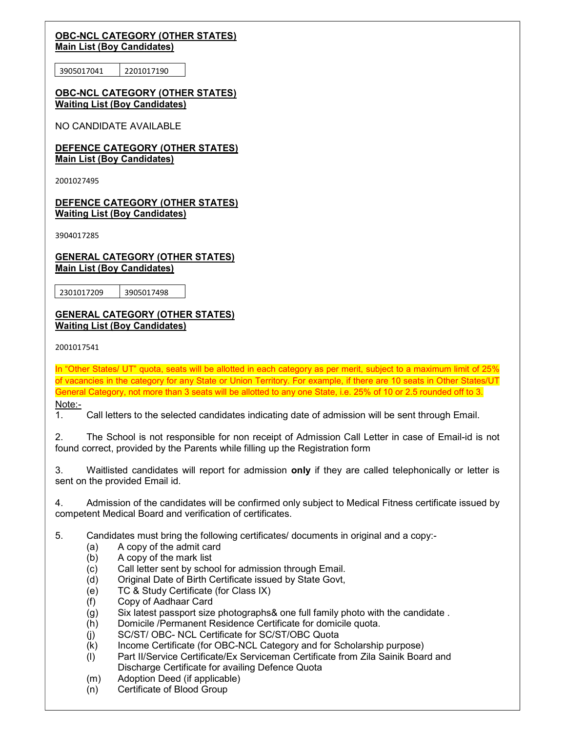**OBC-NCL CATEGORY (OTHER STATES)**
**Main List (Boy Candidates)**

| | |
|---|---|
| 3905017041 | 2201017190 |

**OBC-NCL CATEGORY (OTHER STATES)**
**Waiting List (Boy Candidates)**

NO CANDIDATE AVAILABLE

**DEFENCE CATEGORY (OTHER STATES)**
**Main List (Boy Candidates)**

2001027495

**DEFENCE CATEGORY (OTHER STATES)**
**Waiting List (Boy Candidates)**

3904017285

**GENERAL CATEGORY (OTHER STATES)**
**Main List (Boy Candidates)**

| | |
|---|---|
| 2301017209 | 3905017498 |

**GENERAL CATEGORY (OTHER STATES)**
**Waiting List (Boy Candidates)**

2001017541

In "Other States/ UT" quota, seats will be allotted in each category as per merit, subject to a maximum limit of 25% of vacancies in the category for any State or Union Territory. For example, if there are 10 seats in Other States/UT General Category, not more than 3 seats will be allotted to any one State, i.e. 25% of 10 or 2.5 rounded off to 3.

Note:-

1. Call letters to the selected candidates indicating date of admission will be sent through Email.

2. The School is not responsible for non receipt of Admission Call Letter in case of Email-id is not found correct, provided by the Parents while filling up the Registration form

3. Waitlisted candidates will report for admission **only** if they are called telephonically or letter is sent on the provided Email id.

4. Admission of the candidates will be confirmed only subject to Medical Fitness certificate issued by competent Medical Board and verification of certificates.

5. Candidates must bring the following certificates/ documents in original and a copy:-
   - (a) A copy of the admit card
   - (b) A copy of the mark list
   - (c) Call letter sent by school for admission through Email.
   - (d) Original Date of Birth Certificate issued by State Govt,
   - (e) TC & Study Certificate (for Class IX)
   - (f) Copy of Aadhaar Card
   - (g) Six latest passport size photographs& one full family photo with the candidate .
   - (h) Domicile /Permanent Residence Certificate for domicile quota.
   - (j) SC/ST/ OBC- NCL Certificate for SC/ST/OBC Quota
   - (k) Income Certificate (for OBC-NCL Category and for Scholarship purpose)
   - (l) Part II/Service Certificate/Ex Serviceman Certificate from Zila Sainik Board and Discharge Certificate for availing Defence Quota
   - (m) Adoption Deed (if applicable)
   - (n) Certificate of Blood Group